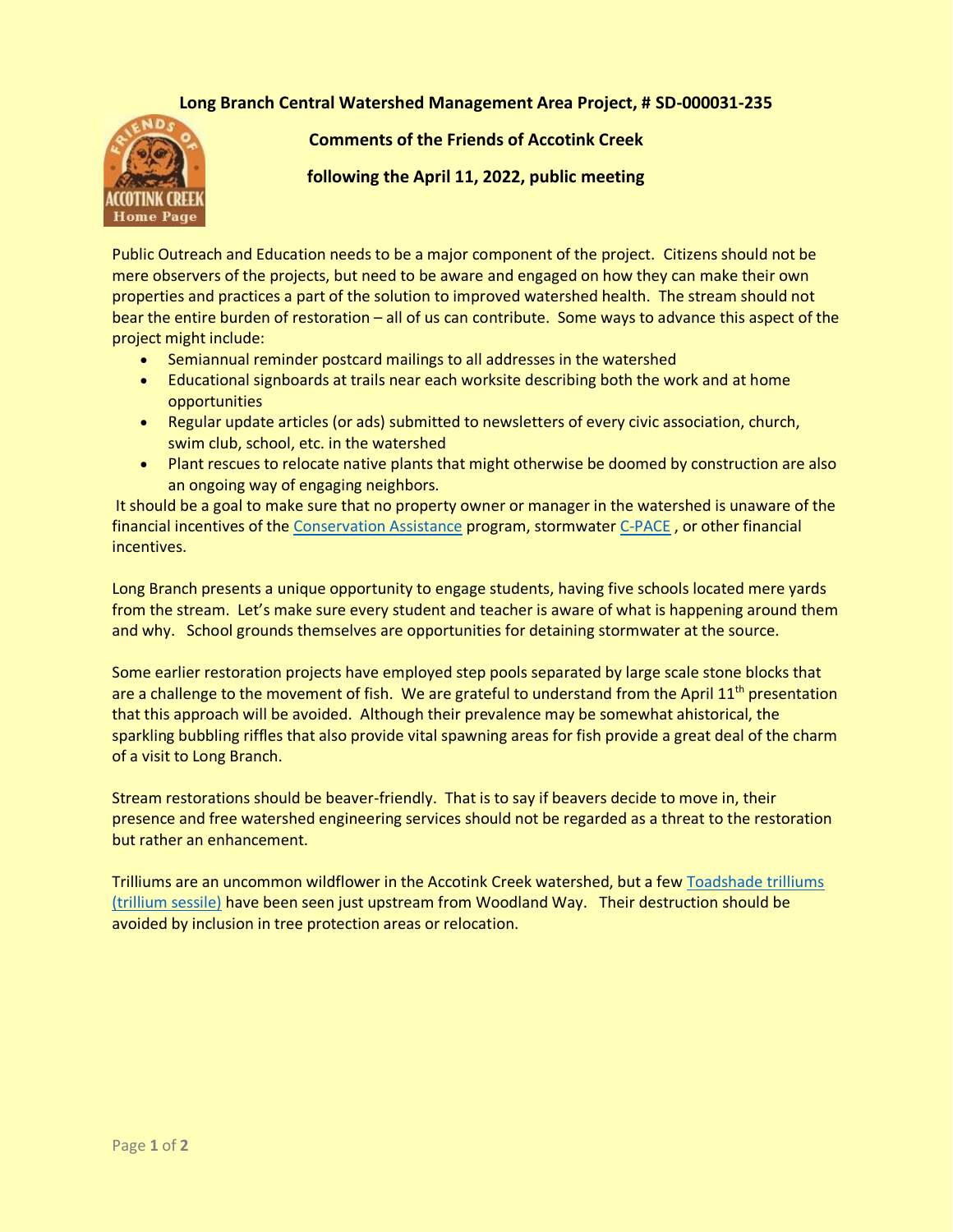## Long Branch Central Watershed Management Area Project, # SD-000031-235

### Comments of the Friends of Accotink Creek

### following the April 11, 2022, public meeting

Public Outreach and Education needs to be a major component of the project. Citizens should not be mere observers of the projects, but need to be aware and engaged on how they can make their own properties and practices a part of the solution to improved watershed health. The stream should not bear the entire burden of restoration – all of us can contribute. Some ways to advance this aspect of the project might include:

- Semiannual reminder postcard mailings to all addresses in the watershed
- Educational signboards at trails near each worksite describing both the work and at home opportunities
- Regular update articles (or ads) submitted to newsletters of every civic association, church, swim club, school, etc. in the watershed
- Plant rescues to relocate native plants that might otherwise be doomed by construction are also an ongoing way of engaging neighbors.

It should be a goal to make sure that no property owner or manager in the watershed is unaware of the financial incentives of the Conservation Assistance program, stormwater C-PACE , or other financial incentives.

Long Branch presents a unique opportunity to engage students, having five schools located mere yards from the stream. Let's make sure every student and teacher is aware of what is happening around them and why. School grounds themselves are opportunities for detaining stormwater at the source.

Some earlier restoration projects have employed step pools separated by large scale stone blocks that are a challenge to the movement of fish. We are grateful to understand from the April 11th presentation that this approach will be avoided. Although their prevalence may be somewhat ahistorical, the sparkling bubbling riffles that also provide vital spawning areas for fish provide a great deal of the charm of a visit to Long Branch.

Stream restorations should be beaver-friendly. That is to say if beavers decide to move in, their presence and free watershed engineering services should not be regarded as a threat to the restoration but rather an enhancement.

Trilliums are an uncommon wildflower in the Accotink Creek watershed, but a few Toadshade trilliums (trillium sessile) have been seen just upstream from Woodland Way. Their destruction should be avoided by inclusion in tree protection areas or relocation.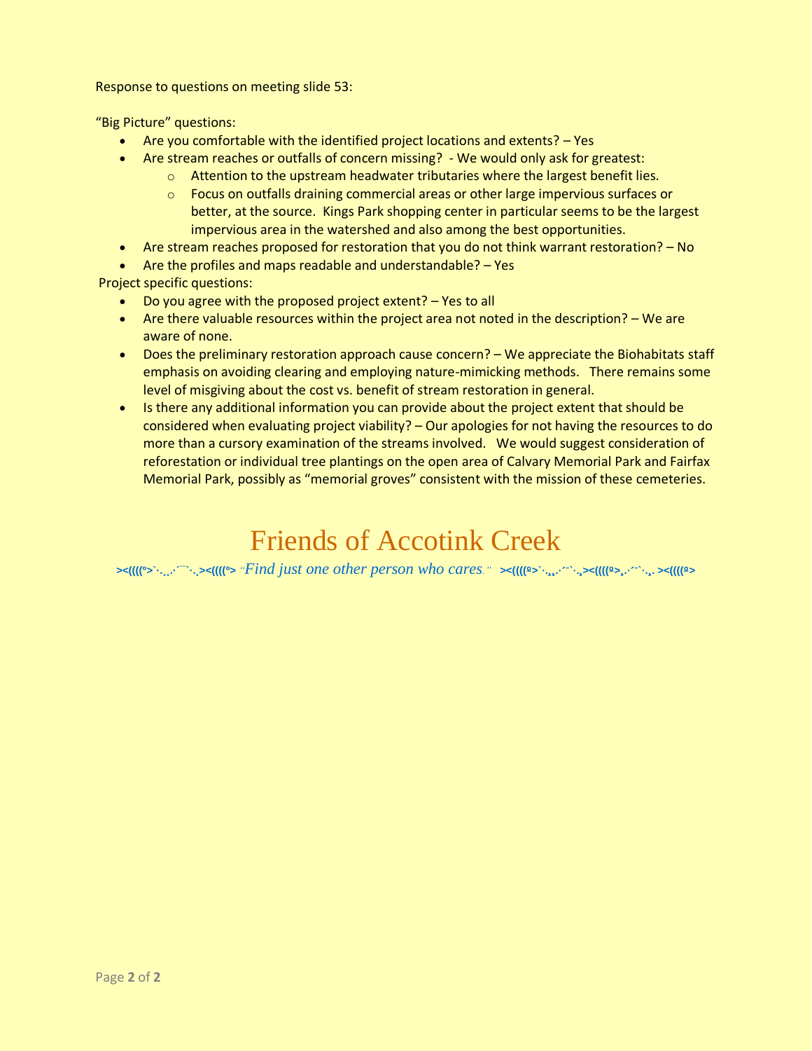Response to questions on meeting slide 53:

"Big Picture" questions:

- Are you comfortable with the identified project locations and extents? – Yes
- Are stream reaches or outfalls of concern missing? - We would only ask for greatest:
  - Attention to the upstream headwater tributaries where the largest benefit lies.
  - Focus on outfalls draining commercial areas or other large impervious surfaces or better, at the source. Kings Park shopping center in particular seems to be the largest impervious area in the watershed and also among the best opportunities.
- Are stream reaches proposed for restoration that you do not think warrant restoration? – No
- Are the profiles and maps readable and understandable? – Yes

Project specific questions:

- Do you agree with the proposed project extent? – Yes to all
- Are there valuable resources within the project area not noted in the description? – We are aware of none.
- Does the preliminary restoration approach cause concern? – We appreciate the Biohabitats staff emphasis on avoiding clearing and employing nature-mimicking methods. There remains some level of misgiving about the cost vs. benefit of stream restoration in general.
- Is there any additional information you can provide about the project extent that should be considered when evaluating project viability? – Our apologies for not having the resources to do more than a cursory examination of the streams involved. We would suggest consideration of reforestation or individual tree plantings on the open area of Calvary Memorial Park and Fairfax Memorial Park, possibly as "memorial groves" consistent with the mission of these cemeteries.

# Friends of Accotink Creek

><((((º>`·.¸¸.·´¯`·.¸><((((º> *"Find just one other person who cares."* ><((((º>`·.¸¸.·´¯`·.¸><((((º>¸.·´¯`·.¸. ><((((º>